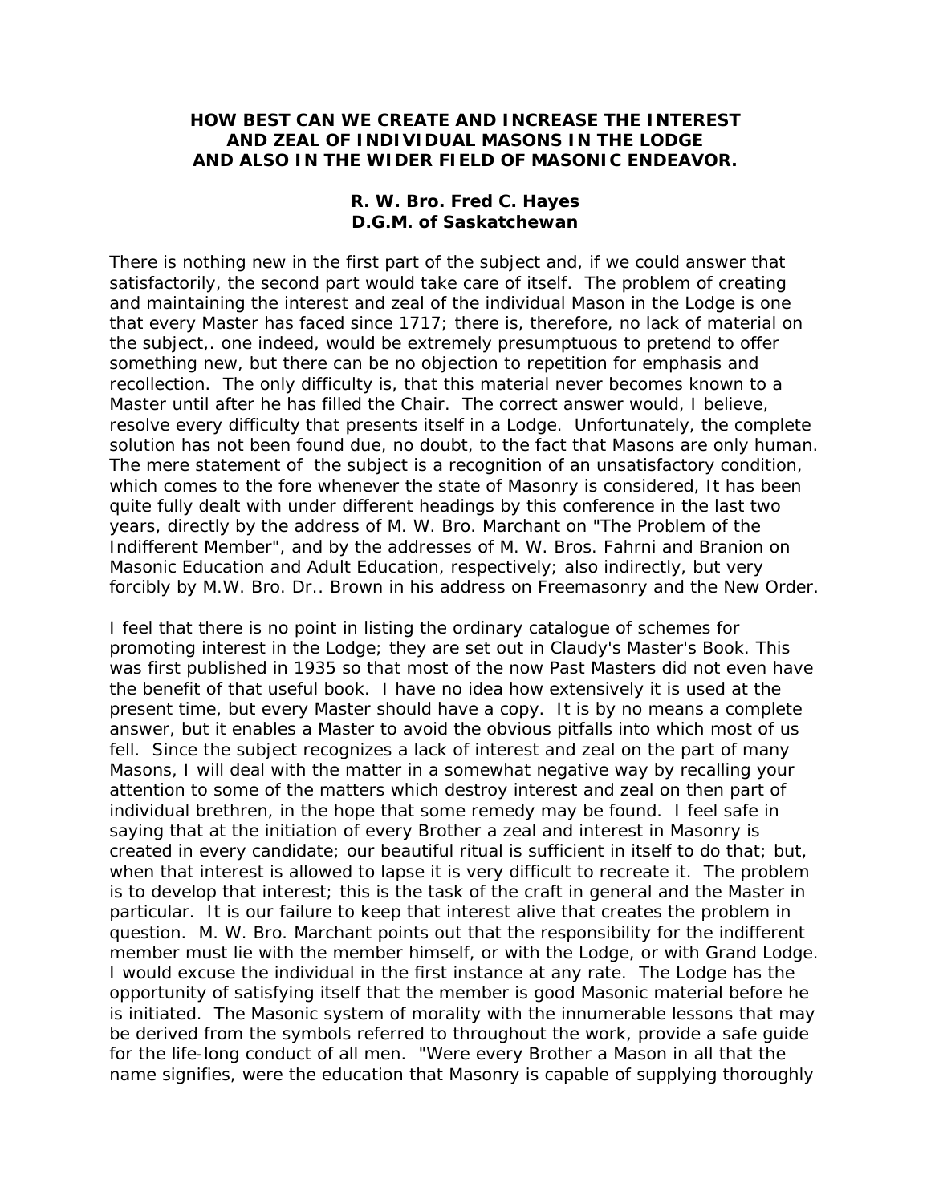# HOW BEST CAN WE CREATE AND INCREASE THE INTEREST AND ZEAL OF INDIVIDUAL MASONS IN THE LODGE AND ALSO IN THE WIDER FIELD OF MASONIC ENDEAVOR.

**R. W. Bro. Fred C. Hayes**
**D.G.M. of Saskatchewan**

There is nothing new in the first part of the subject and, if we could answer that satisfactorily, the second part would take care of itself. The problem of creating and maintaining the interest and zeal of the individual Mason in the Lodge is one that every Master has faced since 1717; there is, therefore, no lack of material on the subject,. one indeed, would be extremely presumptuous to pretend to offer something new, but there can be no objection to repetition for emphasis and recollection. The only difficulty is, that this material never becomes known to a Master until after he has filled the Chair. The correct answer would, I believe, resolve every difficulty that presents itself in a Lodge. Unfortunately, the complete solution has not been found due, no doubt, to the fact that Masons are only human. The mere statement of the subject is a recognition of an unsatisfactory condition, which comes to the fore whenever the state of Masonry is considered, It has been quite fully dealt with under different headings by this conference in the last two years, directly by the address of M. W. Bro. Marchant on "The Problem of the Indifferent Member", and by the addresses of M. W. Bros. Fahrni and Branion on Masonic Education and Adult Education, respectively; also indirectly, but very forcibly by M.W. Bro. Dr.. Brown in his address on Freemasonry and the New Order.

I feel that there is no point in listing the ordinary catalogue of schemes for promoting interest in the Lodge; they are set out in Claudy's Master's Book. This was first published in 1935 so that most of the now Past Masters did not even have the benefit of that useful book. I have no idea how extensively it is used at the present time, but every Master should have a copy. It is by no means a complete answer, but it enables a Master to avoid the obvious pitfalls into which most of us fell. Since the subject recognizes a lack of interest and zeal on the part of many Masons, I will deal with the matter in a somewhat negative way by recalling your attention to some of the matters which destroy interest and zeal on then part of individual brethren, in the hope that some remedy may be found. I feel safe in saying that at the initiation of every Brother a zeal and interest in Masonry is created in every candidate; our beautiful ritual is sufficient in itself to do that; but, when that interest is allowed to lapse it is very difficult to recreate it. The problem is to develop that interest; this is the task of the craft in general and the Master in particular. It is our failure to keep that interest alive that creates the problem in question. M. W. Bro. Marchant points out that the responsibility for the indifferent member must lie with the member himself, or with the Lodge, or with Grand Lodge. I would excuse the individual in the first instance at any rate. The Lodge has the opportunity of satisfying itself that the member is good Masonic material before he is initiated. The Masonic system of morality with the innumerable lessons that may be derived from the symbols referred to throughout the work, provide a safe guide for the life-long conduct of all men. "Were every Brother a Mason in all that the name signifies, were the education that Masonry is capable of supplying thoroughly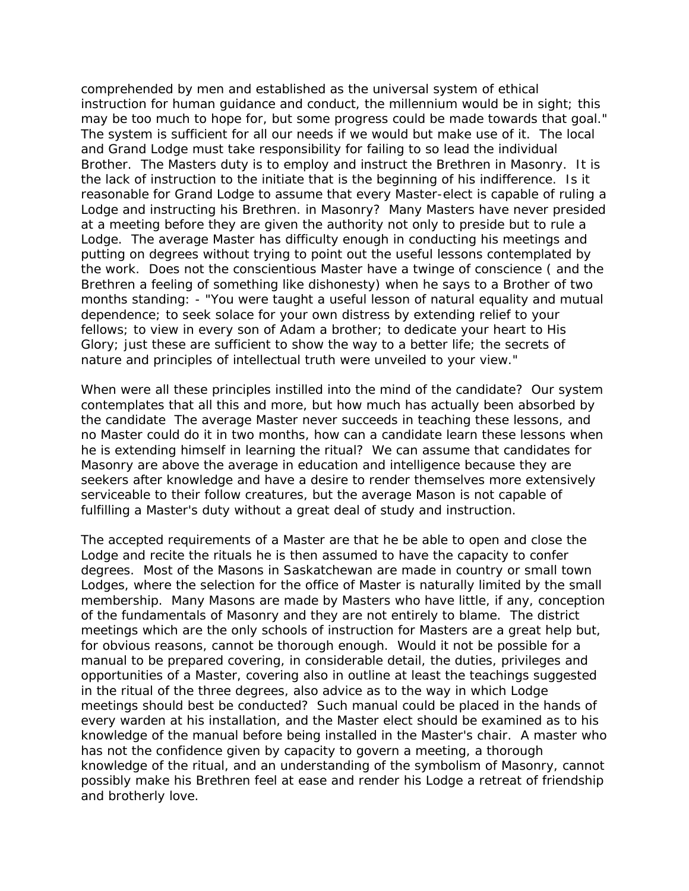comprehended by men and established as the universal system of ethical instruction for human guidance and conduct, the millennium would be in sight; this may be too much to hope for, but some progress could be made towards that goal." The system is sufficient for all our needs if we would but make use of it. The local and Grand Lodge must take responsibility for failing to so lead the individual Brother. The Masters duty is to employ and instruct the Brethren in Masonry. It is the lack of instruction to the initiate that is the beginning of his indifference. Is it reasonable for Grand Lodge to assume that every Master-elect is capable of ruling a Lodge and instructing his Brethren. in Masonry? Many Masters have never presided at a meeting before they are given the authority not only to preside but to rule a Lodge. The average Master has difficulty enough in conducting his meetings and putting on degrees without trying to point out the useful lessons contemplated by the work. Does not the conscientious Master have a twinge of conscience ( and the Brethren a feeling of something like dishonesty) when he says to a Brother of two months standing: - "You were taught a useful lesson of natural equality and mutual dependence; to seek solace for your own distress by extending relief to your fellows; to view in every son of Adam a brother; to dedicate your heart to His Glory; just these are sufficient to show the way to a better life; the secrets of nature and principles of intellectual truth were unveiled to your view."

When were all these principles instilled into the mind of the candidate? Our system contemplates that all this and more, but how much has actually been absorbed by the candidate The average Master never succeeds in teaching these lessons, and no Master could do it in two months, how can a candidate learn these lessons when he is extending himself in learning the ritual? We can assume that candidates for Masonry are above the average in education and intelligence because they are seekers after knowledge and have a desire to render themselves more extensively serviceable to their follow creatures, but the average Mason is not capable of fulfilling a Master's duty without a great deal of study and instruction.

The accepted requirements of a Master are that he be able to open and close the Lodge and recite the rituals he is then assumed to have the capacity to confer degrees. Most of the Masons in Saskatchewan are made in country or small town Lodges, where the selection for the office of Master is naturally limited by the small membership. Many Masons are made by Masters who have little, if any, conception of the fundamentals of Masonry and they are not entirely to blame. The district meetings which are the only schools of instruction for Masters are a great help but, for obvious reasons, cannot be thorough enough. Would it not be possible for a manual to be prepared covering, in considerable detail, the duties, privileges and opportunities of a Master, covering also in outline at least the teachings suggested in the ritual of the three degrees, also advice as to the way in which Lodge meetings should best be conducted? Such manual could be placed in the hands of every warden at his installation, and the Master elect should be examined as to his knowledge of the manual before being installed in the Master's chair. A master who has not the confidence given by capacity to govern a meeting, a thorough knowledge of the ritual, and an understanding of the symbolism of Masonry, cannot possibly make his Brethren feel at ease and render his Lodge a retreat of friendship and brotherly love.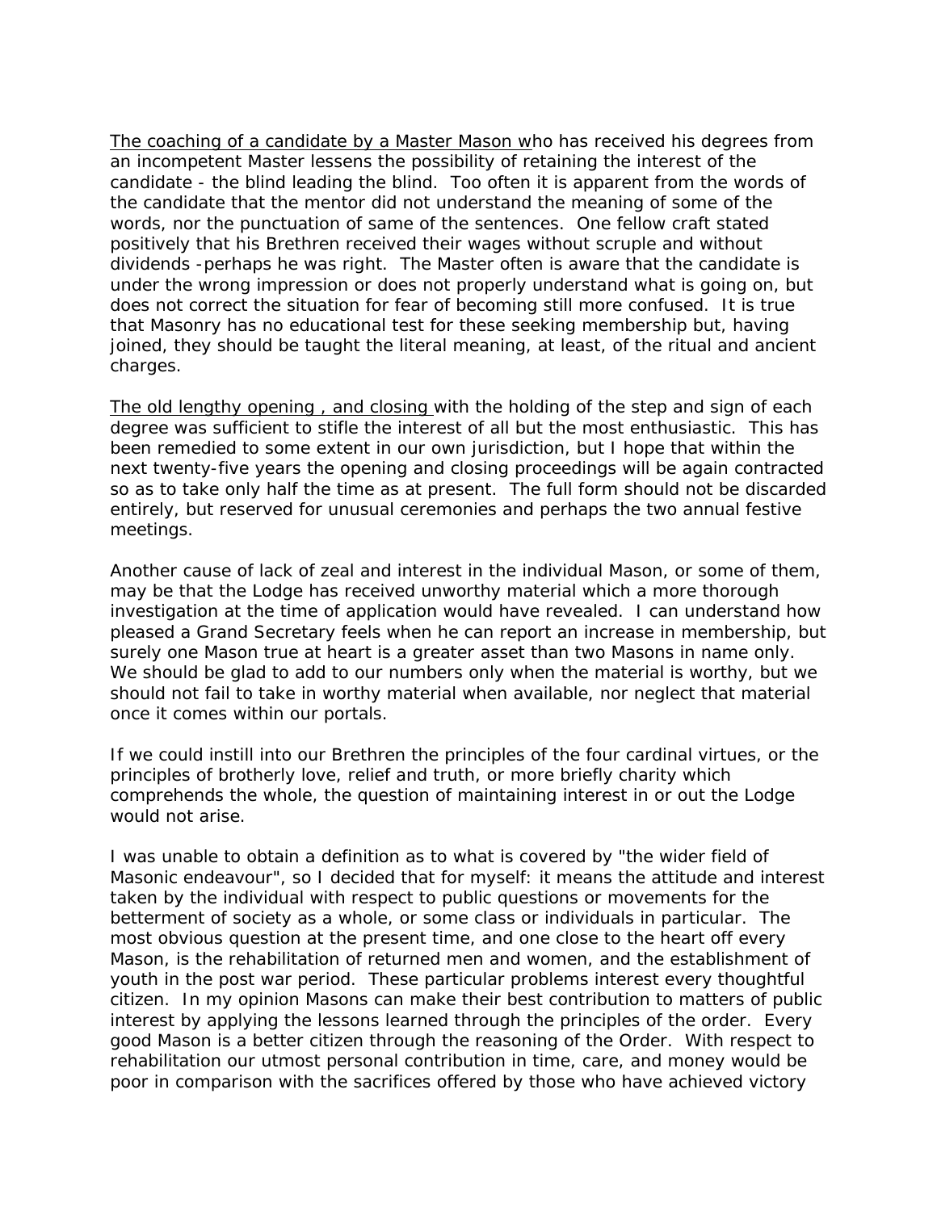The coaching of a candidate by a Master Mason who has received his degrees from an incompetent Master lessens the possibility of retaining the interest of the candidate - the blind leading the blind. Too often it is apparent from the words of the candidate that the mentor did not understand the meaning of some of the words, nor the punctuation of same of the sentences. One fellow craft stated positively that his Brethren received their wages without scruple and without dividends -perhaps he was right. The Master often is aware that the candidate is under the wrong impression or does not properly understand what is going on, but does not correct the situation for fear of becoming still more confused. It is true that Masonry has no educational test for these seeking membership but, having joined, they should be taught the literal meaning, at least, of the ritual and ancient charges.

The old lengthy opening , and closing with the holding of the step and sign of each degree was sufficient to stifle the interest of all but the most enthusiastic. This has been remedied to some extent in our own jurisdiction, but I hope that within the next twenty-five years the opening and closing proceedings will be again contracted so as to take only half the time as at present. The full form should not be discarded entirely, but reserved for unusual ceremonies and perhaps the two annual festive meetings.

Another cause of lack of zeal and interest in the individual Mason, or some of them, may be that the Lodge has received unworthy material which a more thorough investigation at the time of application would have revealed. I can understand how pleased a Grand Secretary feels when he can report an increase in membership, but surely one Mason true at heart is a greater asset than two Masons in name only. We should be glad to add to our numbers only when the material is worthy, but we should not fail to take in worthy material when available, nor neglect that material once it comes within our portals.

If we could instill into our Brethren the principles of the four cardinal virtues, or the principles of brotherly love, relief and truth, or more briefly charity which comprehends the whole, the question of maintaining interest in or out the Lodge would not arise.

I was unable to obtain a definition as to what is covered by "the wider field of Masonic endeavour", so I decided that for myself: it means the attitude and interest taken by the individual with respect to public questions or movements for the betterment of society as a whole, or some class or individuals in particular. The most obvious question at the present time, and one close to the heart off every Mason, is the rehabilitation of returned men and women, and the establishment of youth in the post war period. These particular problems interest every thoughtful citizen. In my opinion Masons can make their best contribution to matters of public interest by applying the lessons learned through the principles of the order. Every good Mason is a better citizen through the reasoning of the Order. With respect to rehabilitation our utmost personal contribution in time, care, and money would be poor in comparison with the sacrifices offered by those who have achieved victory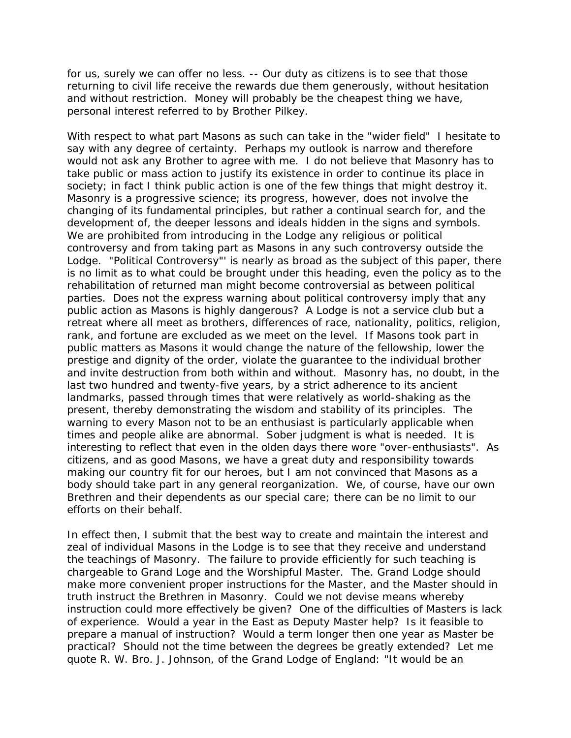for us, surely we can offer no less. -- Our duty as citizens is to see that those returning to civil life receive the rewards due them generously, without hesitation and without restriction. Money will probably be the cheapest thing we have, personal interest referred to by Brother Pilkey.

With respect to what part Masons as such can take in the "wider field" I hesitate to say with any degree of certainty. Perhaps my outlook is narrow and therefore would not ask any Brother to agree with me. I do not believe that Masonry has to take public or mass action to justify its existence in order to continue its place in society; in fact I think public action is one of the few things that might destroy it. Masonry is a progressive science; its progress, however, does not involve the changing of its fundamental principles, but rather a continual search for, and the development of, the deeper lessons and ideals hidden in the signs and symbols. We are prohibited from introducing in the Lodge any religious or political controversy and from taking part as Masons in any such controversy outside the Lodge. "Political Controversy"' is nearly as broad as the subject of this paper, there is no limit as to what could be brought under this heading, even the policy as to the rehabilitation of returned man might become controversial as between political parties. Does not the express warning about political controversy imply that any public action as Masons is highly dangerous? A Lodge is not a service club but a retreat where all meet as brothers, differences of race, nationality, politics, religion, rank, and fortune are excluded as we meet on the level. If Masons took part in public matters as Masons it would change the nature of the fellowship, lower the prestige and dignity of the order, violate the guarantee to the individual brother and invite destruction from both within and without. Masonry has, no doubt, in the last two hundred and twenty-five years, by a strict adherence to its ancient landmarks, passed through times that were relatively as world-shaking as the present, thereby demonstrating the wisdom and stability of its principles. The warning to every Mason not to be an enthusiast is particularly applicable when times and people alike are abnormal. Sober judgment is what is needed. It is interesting to reflect that even in the olden days there wore "over-enthusiasts". As citizens, and as good Masons, we have a great duty and responsibility towards making our country fit for our heroes, but I am not convinced that Masons as a body should take part in any general reorganization. We, of course, have our own Brethren and their dependents as our special care; there can be no limit to our efforts on their behalf.

In effect then, I submit that the best way to create and maintain the interest and zeal of individual Masons in the Lodge is to see that they receive and understand the teachings of Masonry. The failure to provide efficiently for such teaching is chargeable to Grand Loge and the Worshipful Master. The. Grand Lodge should make more convenient proper instructions for the Master, and the Master should in truth instruct the Brethren in Masonry. Could we not devise means whereby instruction could more effectively be given? One of the difficulties of Masters is lack of experience. Would a year in the East as Deputy Master help? Is it feasible to prepare a manual of instruction? Would a term longer then one year as Master be practical? Should not the time between the degrees be greatly extended? Let me quote R. W. Bro. J. Johnson, of the Grand Lodge of England: "It would be an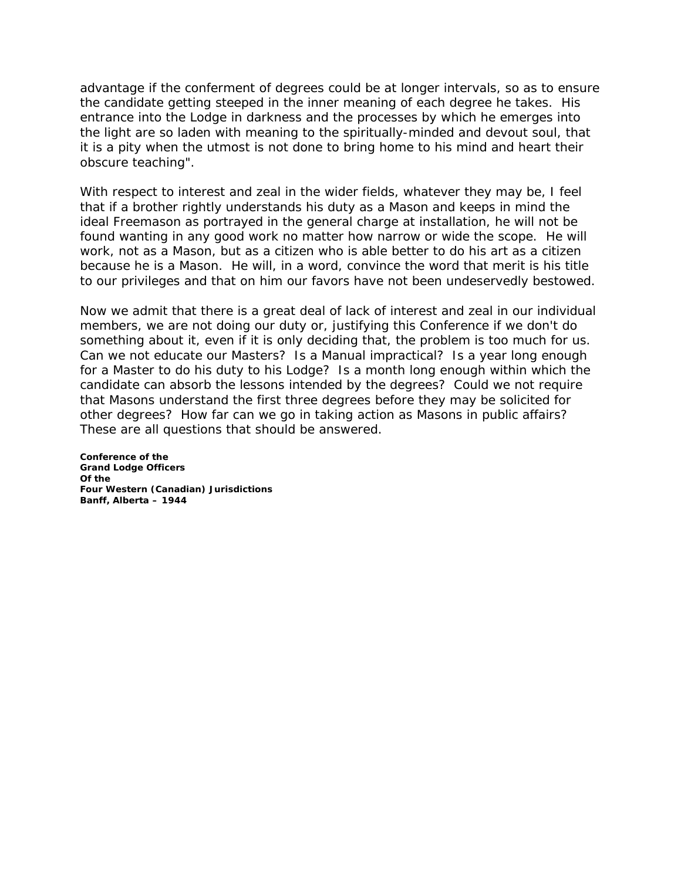advantage if the conferment of degrees could be at longer intervals, so as to ensure the candidate getting steeped in the inner meaning of each degree he takes. His entrance into the Lodge in darkness and the processes by which he emerges into the light are so laden with meaning to the spiritually-minded and devout soul, that it is a pity when the utmost is not done to bring home to his mind and heart their obscure teaching".

With respect to interest and zeal in the wider fields, whatever they may be, I feel that if a brother rightly understands his duty as a Mason and keeps in mind the ideal Freemason as portrayed in the general charge at installation, he will not be found wanting in any good work no matter how narrow or wide the scope. He will work, not as a Mason, but as a citizen who is able better to do his art as a citizen because he is a Mason. He will, in a word, convince the word that merit is his title to our privileges and that on him our favors have not been undeservedly bestowed.

Now we admit that there is a great deal of lack of interest and zeal in our individual members, we are not doing our duty or, justifying this Conference if we don't do something about it, even if it is only deciding that, the problem is too much for us. Can we not educate our Masters? Is a Manual impractical? Is a year long enough for a Master to do his duty to his Lodge? Is a month long enough within which the candidate can absorb the lessons intended by the degrees? Could we not require that Masons understand the first three degrees before they may be solicited for other degrees? How far can we go in taking action as Masons in public affairs? These are all questions that should be answered.

**Conference of the**
**Grand Lodge Officers**
**Of the**
**Four Western (Canadian) Jurisdictions**
**Banff, Alberta – 1944**